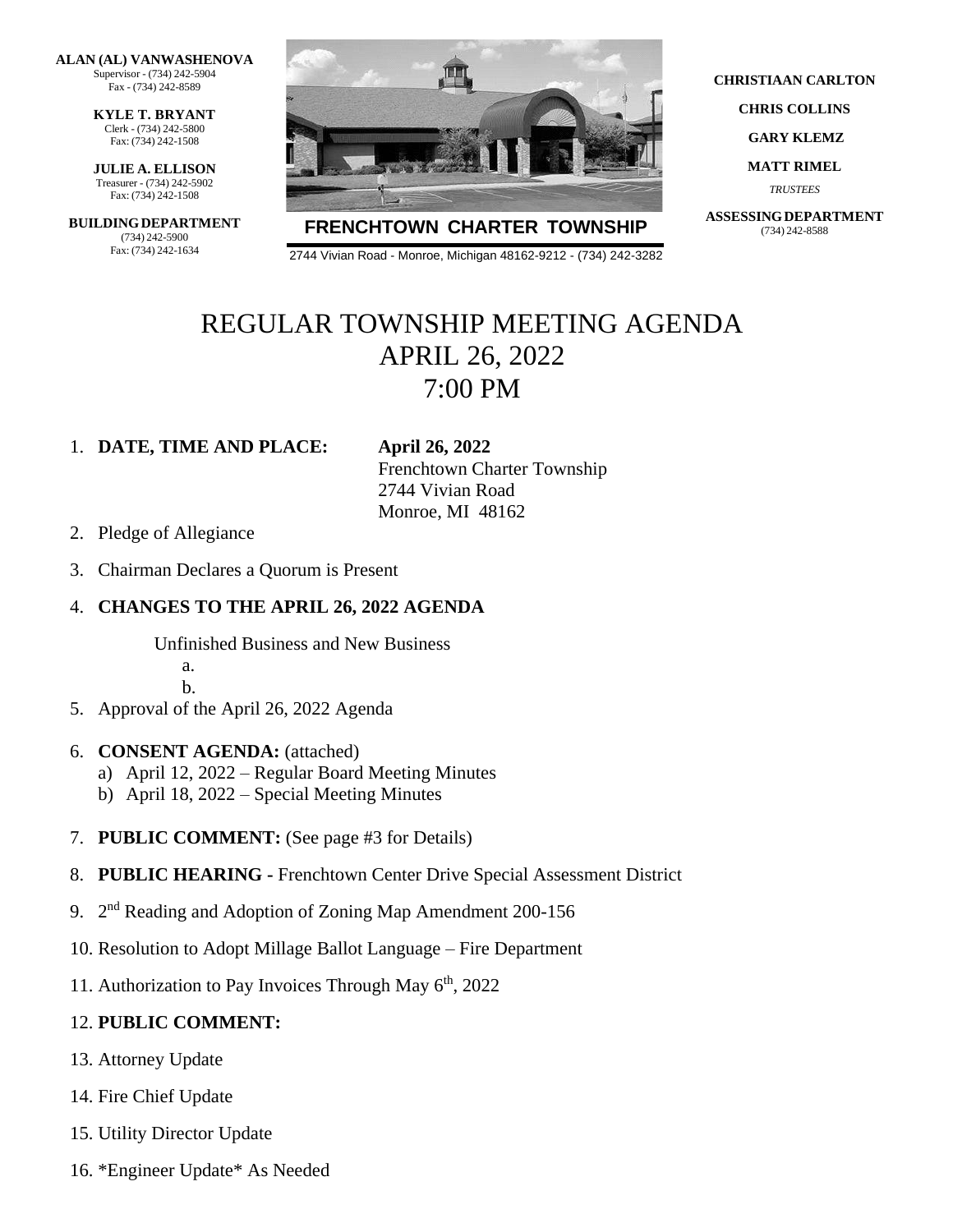**ALAN (AL) VANWASHENOVA**
Supervisor - (734) 242-5904
Fax - (734) 242-8589

**KYLE T. BRYANT**
Clerk - (734) 242-5800
Fax: (734) 242-1508

**JULIE A. ELLISON**
Treasurer - (734) 242-5902
Fax: (734) 242-1508

**BUILDING DEPARTMENT**
(734) 242-5900
Fax: (734) 242-1634

**FRENCHTOWN CHARTER TOWNSHIP**

2744 Vivian Road - Monroe, Michigan 48162-9212 - (734) 242-3282

**CHRISTIAAN CARLTON**

**CHRIS COLLINS**

**GARY KLEMZ**

**MATT RIMEL**

*TRUSTEES*

**ASSESSING DEPARTMENT**
(734) 242-8588

# REGULAR TOWNSHIP MEETING AGENDA
# APRIL 26, 2022
# 7:00 PM

1. **DATE, TIME AND PLACE:** **April 26, 2022**
   Frenchtown Charter Township
   2744 Vivian Road
   Monroe, MI 48162
2. Pledge of Allegiance
3. Chairman Declares a Quorum is Present
4. **CHANGES TO THE APRIL 26, 2022 AGENDA**

   Unfinished Business and New Business
   a.
   b.
5. Approval of the April 26, 2022 Agenda
6. **CONSENT AGENDA:** (attached)
   a) April 12, 2022 – Regular Board Meeting Minutes
   b) April 18, 2022 – Special Meeting Minutes
7. **PUBLIC COMMENT:** (See page #3 for Details)
8. **PUBLIC HEARING -** Frenchtown Center Drive Special Assessment District
9. 2nd Reading and Adoption of Zoning Map Amendment 200-156
10. Resolution to Adopt Millage Ballot Language – Fire Department
11. Authorization to Pay Invoices Through May 6th, 2022
12. **PUBLIC COMMENT:**
13. Attorney Update
14. Fire Chief Update
15. Utility Director Update
16. *Engineer Update* As Needed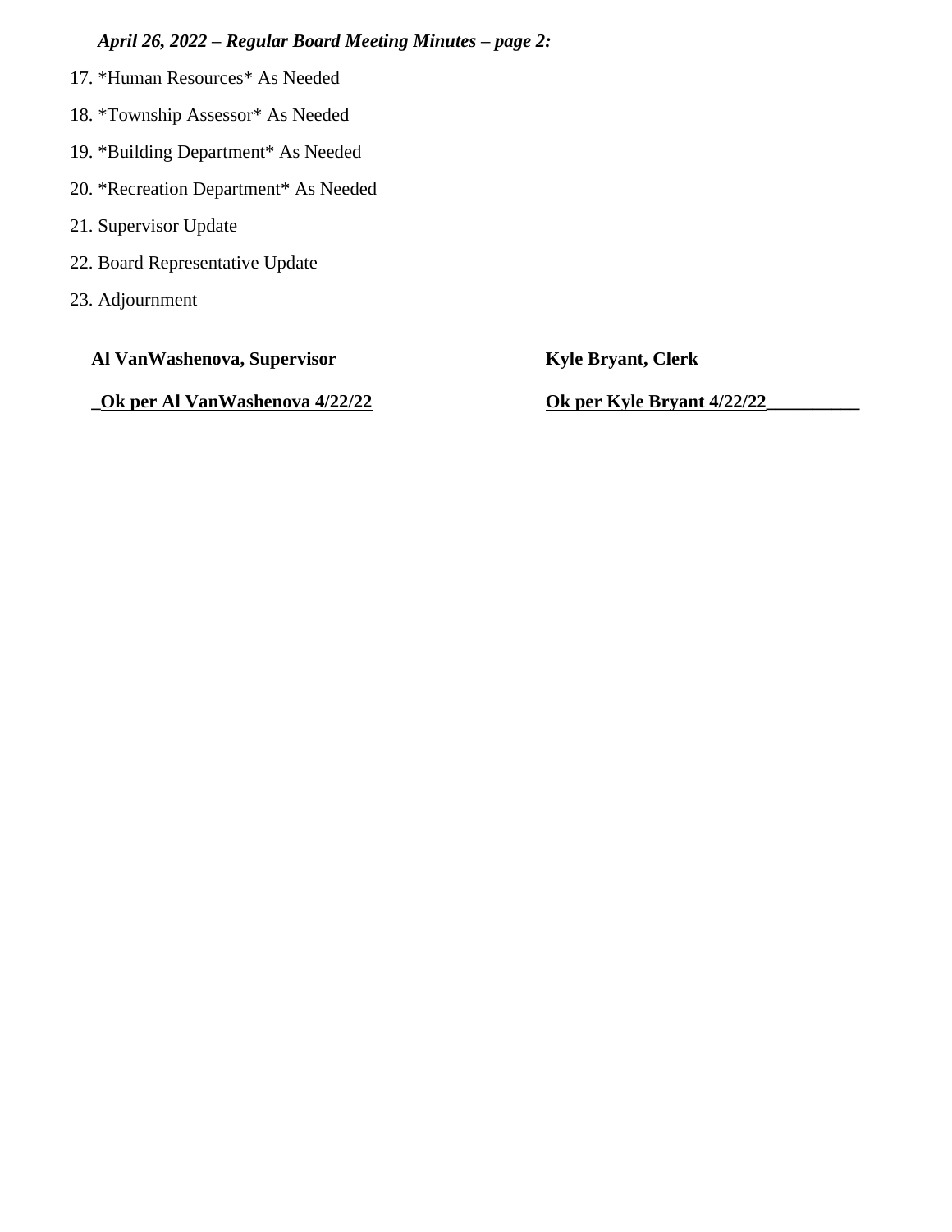*April 26, 2022 – Regular Board Meeting Minutes – page 2:*

17. *Human Resources* As Needed
18. *Township Assessor* As Needed
19. *Building Department* As Needed
20. *Recreation Department* As Needed
21. Supervisor Update
22. Board Representative Update
23. Adjournment

| **Al VanWashenova, Supervisor** | **Kyle Bryant, Clerk** |
| --- | --- |
| **_Ok per Al VanWashenova 4/22/22** | **Ok per Kyle Bryant 4/22/22__________** |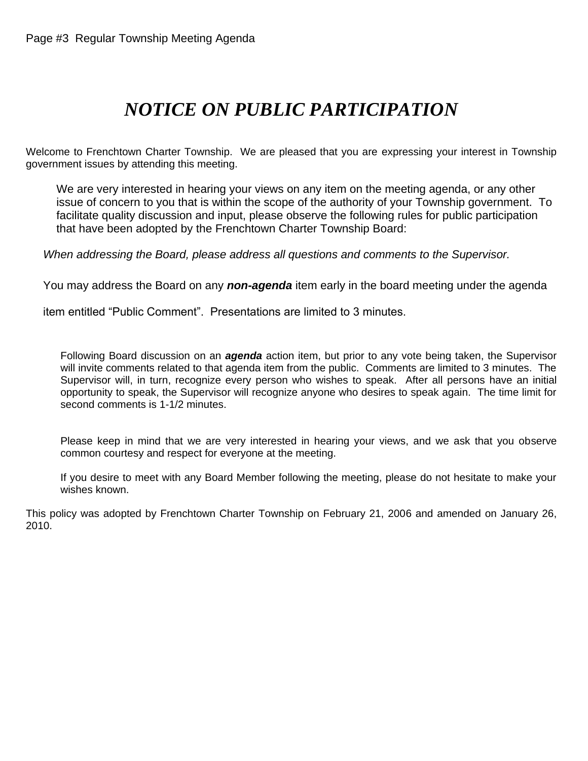# *NOTICE ON PUBLIC PARTICIPATION*

Welcome to Frenchtown Charter Township. We are pleased that you are expressing your interest in Township government issues by attending this meeting.

We are very interested in hearing your views on any item on the meeting agenda, or any other issue of concern to you that is within the scope of the authority of your Township government. To facilitate quality discussion and input, please observe the following rules for public participation that have been adopted by the Frenchtown Charter Township Board:

*When addressing the Board, please address all questions and comments to the Supervisor.*

You may address the Board on any ***non-agenda*** item early in the board meeting under the agenda item entitled "Public Comment". Presentations are limited to 3 minutes.

Following Board discussion on an ***agenda*** action item, but prior to any vote being taken, the Supervisor will invite comments related to that agenda item from the public. Comments are limited to 3 minutes. The Supervisor will, in turn, recognize every person who wishes to speak. After all persons have an initial opportunity to speak, the Supervisor will recognize anyone who desires to speak again. The time limit for second comments is 1-1/2 minutes.

Please keep in mind that we are very interested in hearing your views, and we ask that you observe common courtesy and respect for everyone at the meeting.

If you desire to meet with any Board Member following the meeting, please do not hesitate to make your wishes known.

This policy was adopted by Frenchtown Charter Township on February 21, 2006 and amended on January 26, 2010.